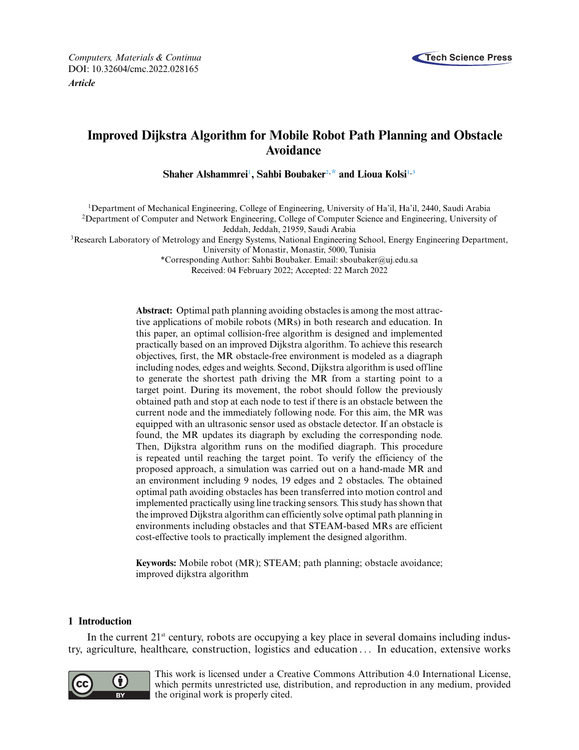*Computers, Materials & Continua*
DOI: 10.32604/cmc.2022.028165
***Article***

# Improved Dijkstra Algorithm for Mobile Robot Path Planning and Obstacle Avoidance

**Shaher Alshammrei[1], Sahbi Boubaker[2,*] and Lioua Kolsi[1,3]**

[1]Department of Mechanical Engineering, College of Engineering, University of Ha'il, Ha'il, 2440, Saudi Arabia
[2]Department of Computer and Network Engineering, College of Computer Science and Engineering, University of Jeddah, Jeddah, 21959, Saudi Arabia
[3]Research Laboratory of Metrology and Energy Systems, National Engineering School, Energy Engineering Department, University of Monastir, Monastir, 5000, Tunisia
*Corresponding Author: Sahbi Boubaker. Email: sboubaker@uj.edu.sa
Received: 04 February 2022; Accepted: 22 March 2022

**Abstract:** Optimal path planning avoiding obstacles is among the most attractive applications of mobile robots (MRs) in both research and education. In this paper, an optimal collision-free algorithm is designed and implemented practically based on an improved Dijkstra algorithm. To achieve this research objectives, first, the MR obstacle-free environment is modeled as a diagraph including nodes, edges and weights. Second, Dijkstra algorithm is used offline to generate the shortest path driving the MR from a starting point to a target point. During its movement, the robot should follow the previously obtained path and stop at each node to test if there is an obstacle between the current node and the immediately following node. For this aim, the MR was equipped with an ultrasonic sensor used as obstacle detector. If an obstacle is found, the MR updates its diagraph by excluding the corresponding node. Then, Dijkstra algorithm runs on the modified diagraph. This procedure is repeated until reaching the target point. To verify the efficiency of the proposed approach, a simulation was carried out on a hand-made MR and an environment including 9 nodes, 19 edges and 2 obstacles. The obtained optimal path avoiding obstacles has been transferred into motion control and implemented practically using line tracking sensors. This study has shown that the improved Dijkstra algorithm can efficiently solve optimal path planning in environments including obstacles and that STEAM-based MRs are efficient cost-effective tools to practically implement the designed algorithm.

**Keywords:** Mobile robot (MR); STEAM; path planning; obstacle avoidance; improved dijkstra algorithm

## 1 Introduction

In the current 21st century, robots are occupying a key place in several domains including industry, agriculture, healthcare, construction, logistics and education... In education, extensive works

This work is licensed under a Creative Commons Attribution 4.0 International License, which permits unrestricted use, distribution, and reproduction in any medium, provided the original work is properly cited.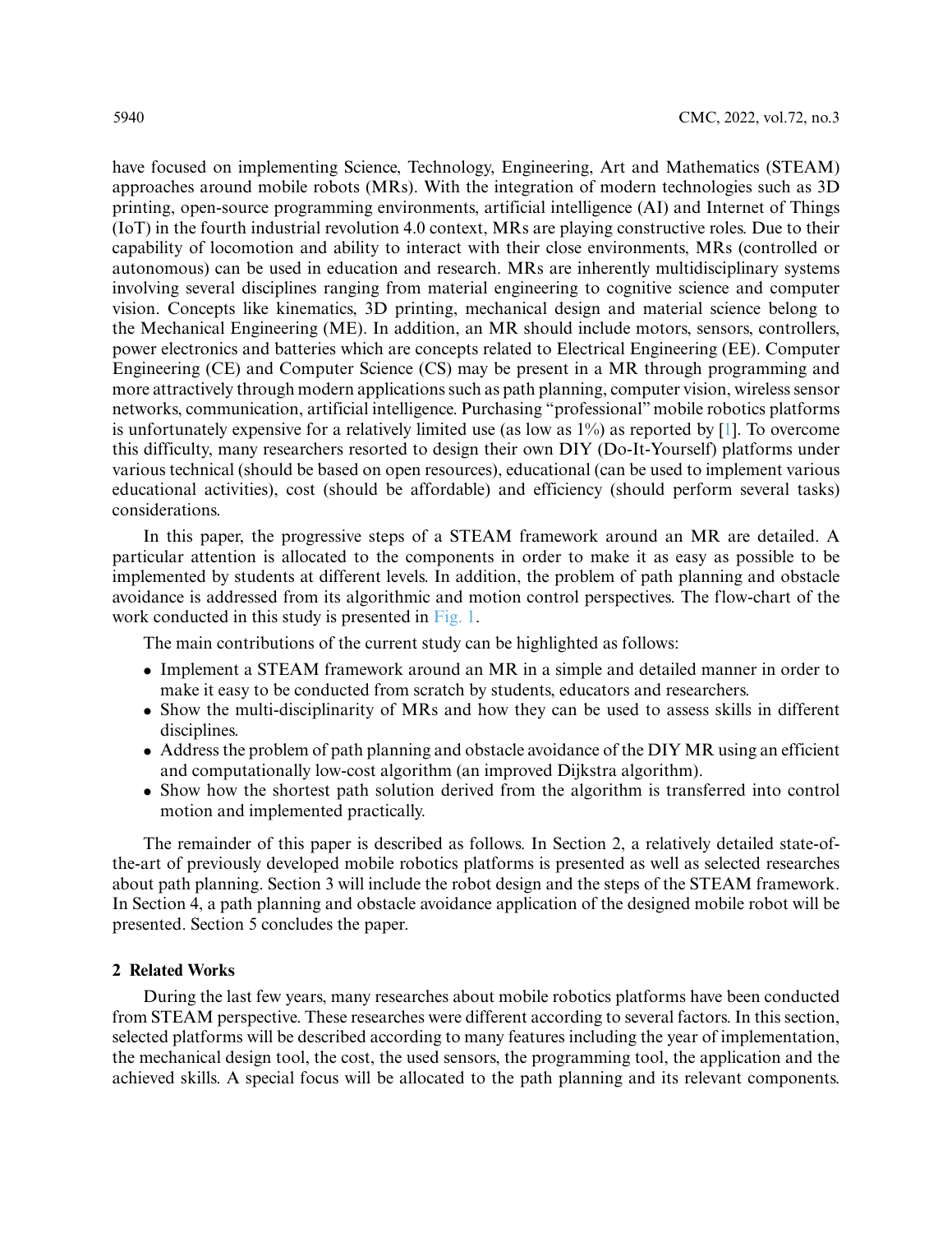have focused on implementing Science, Technology, Engineering, Art and Mathematics (STEAM) approaches around mobile robots (MRs). With the integration of modern technologies such as 3D printing, open-source programming environments, artificial intelligence (AI) and Internet of Things (IoT) in the fourth industrial revolution 4.0 context, MRs are playing constructive roles. Due to their capability of locomotion and ability to interact with their close environments, MRs (controlled or autonomous) can be used in education and research. MRs are inherently multidisciplinary systems involving several disciplines ranging from material engineering to cognitive science and computer vision. Concepts like kinematics, 3D printing, mechanical design and material science belong to the Mechanical Engineering (ME). In addition, an MR should include motors, sensors, controllers, power electronics and batteries which are concepts related to Electrical Engineering (EE). Computer Engineering (CE) and Computer Science (CS) may be present in a MR through programming and more attractively through modern applications such as path planning, computer vision, wireless sensor networks, communication, artificial intelligence. Purchasing "professional" mobile robotics platforms is unfortunately expensive for a relatively limited use (as low as 1%) as reported by [1]. To overcome this difficulty, many researchers resorted to design their own DIY (Do-It-Yourself) platforms under various technical (should be based on open resources), educational (can be used to implement various educational activities), cost (should be affordable) and efficiency (should perform several tasks) considerations.

In this paper, the progressive steps of a STEAM framework around an MR are detailed. A particular attention is allocated to the components in order to make it as easy as possible to be implemented by students at different levels. In addition, the problem of path planning and obstacle avoidance is addressed from its algorithmic and motion control perspectives. The flow-chart of the work conducted in this study is presented in Fig. 1.

The main contributions of the current study can be highlighted as follows:

- Implement a STEAM framework around an MR in a simple and detailed manner in order to make it easy to be conducted from scratch by students, educators and researchers.
- Show the multi-disciplinarity of MRs and how they can be used to assess skills in different disciplines.
- Address the problem of path planning and obstacle avoidance of the DIY MR using an efficient and computationally low-cost algorithm (an improved Dijkstra algorithm).
- Show how the shortest path solution derived from the algorithm is transferred into control motion and implemented practically.

The remainder of this paper is described as follows. In Section 2, a relatively detailed state-of-the-art of previously developed mobile robotics platforms is presented as well as selected researches about path planning. Section 3 will include the robot design and the steps of the STEAM framework. In Section 4, a path planning and obstacle avoidance application of the designed mobile robot will be presented. Section 5 concludes the paper.

## 2 Related Works

During the last few years, many researches about mobile robotics platforms have been conducted from STEAM perspective. These researches were different according to several factors. In this section, selected platforms will be described according to many features including the year of implementation, the mechanical design tool, the cost, the used sensors, the programming tool, the application and the achieved skills. A special focus will be allocated to the path planning and its relevant components.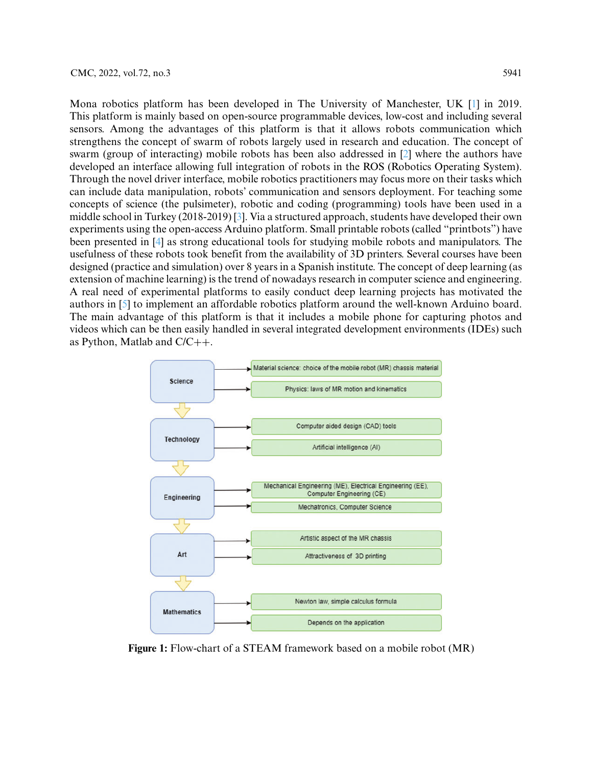Mona robotics platform has been developed in The University of Manchester, UK [1] in 2019. This platform is mainly based on open-source programmable devices, low-cost and including several sensors. Among the advantages of this platform is that it allows robots communication which strengthens the concept of swarm of robots largely used in research and education. The concept of swarm (group of interacting) mobile robots has been also addressed in [2] where the authors have developed an interface allowing full integration of robots in the ROS (Robotics Operating System). Through the novel driver interface, mobile robotics practitioners may focus more on their tasks which can include data manipulation, robots' communication and sensors deployment. For teaching some concepts of science (the pulsimeter), robotic and coding (programming) tools have been used in a middle school in Turkey (2018-2019) [3]. Via a structured approach, students have developed their own experiments using the open-access Arduino platform. Small printable robots (called "printbots") have been presented in [4] as strong educational tools for studying mobile robots and manipulators. The usefulness of these robots took benefit from the availability of 3D printers. Several courses have been designed (practice and simulation) over 8 years in a Spanish institute. The concept of deep learning (as extension of machine learning) is the trend of nowadays research in computer science and engineering. A real need of experimental platforms to easily conduct deep learning projects has motivated the authors in [5] to implement an affordable robotics platform around the well-known Arduino board. The main advantage of this platform is that it includes a mobile phone for capturing photos and videos which can be then easily handled in several integrated development environments (IDEs) such as Python, Matlab and C/C++.

- **Science**
  - Material science: choice of the mobile robot (MR) chassis material
  - Physics: laws of MR motion and kinematics
- **Technology**
  - Computer aided design (CAD) tools
  - Artificial intelligence (AI)
- **Engineering**
  - Mechanical Engineering (ME), Electrical Engineering (EE), Computer Engineering (CE)
  - Mechatronics, Computer Science
- **Art**
  - Artistic aspect of the MR chassis
  - Attractiveness of 3D printing
- **Mathematics**
  - Newton law, simple calculus formula
  - Depends on the application

**Figure 1:** Flow-chart of a STEAM framework based on a mobile robot (MR)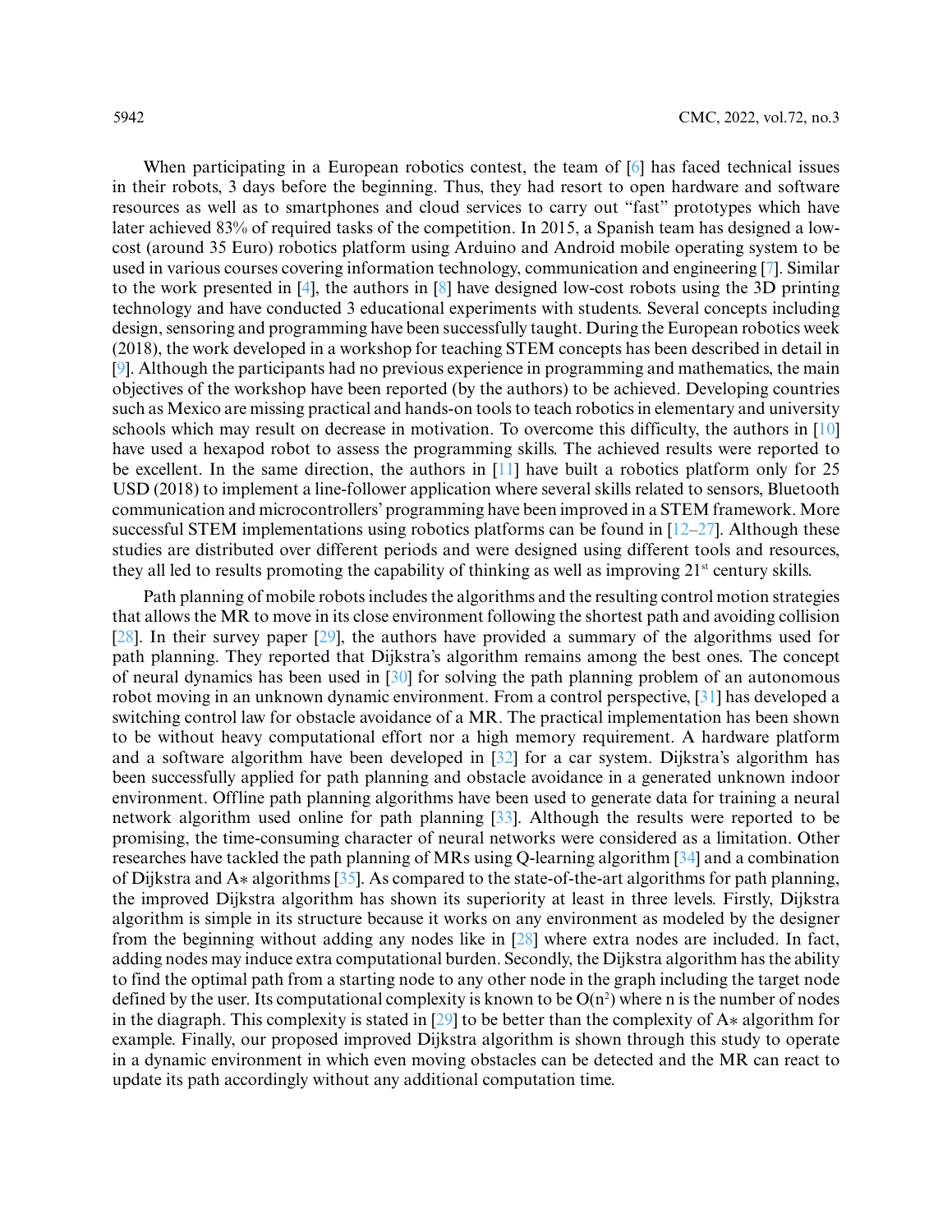When participating in a European robotics contest, the team of [6] has faced technical issues in their robots, 3 days before the beginning. Thus, they had resort to open hardware and software resources as well as to smartphones and cloud services to carry out "fast" prototypes which have later achieved 83% of required tasks of the competition. In 2015, a Spanish team has designed a low-cost (around 35 Euro) robotics platform using Arduino and Android mobile operating system to be used in various courses covering information technology, communication and engineering [7]. Similar to the work presented in [4], the authors in [8] have designed low-cost robots using the 3D printing technology and have conducted 3 educational experiments with students. Several concepts including design, sensoring and programming have been successfully taught. During the European robotics week (2018), the work developed in a workshop for teaching STEM concepts has been described in detail in [9]. Although the participants had no previous experience in programming and mathematics, the main objectives of the workshop have been reported (by the authors) to be achieved. Developing countries such as Mexico are missing practical and hands-on tools to teach robotics in elementary and university schools which may result on decrease in motivation. To overcome this difficulty, the authors in [10] have used a hexapod robot to assess the programming skills. The achieved results were reported to be excellent. In the same direction, the authors in [11] have built a robotics platform only for 25 USD (2018) to implement a line-follower application where several skills related to sensors, Bluetooth communication and microcontrollers' programming have been improved in a STEM framework. More successful STEM implementations using robotics platforms can be found in [12–27]. Although these studies are distributed over different periods and were designed using different tools and resources, they all led to results promoting the capability of thinking as well as improving 21st century skills.

Path planning of mobile robots includes the algorithms and the resulting control motion strategies that allows the MR to move in its close environment following the shortest path and avoiding collision [28]. In their survey paper [29], the authors have provided a summary of the algorithms used for path planning. They reported that Dijkstra's algorithm remains among the best ones. The concept of neural dynamics has been used in [30] for solving the path planning problem of an autonomous robot moving in an unknown dynamic environment. From a control perspective, [31] has developed a switching control law for obstacle avoidance of a MR. The practical implementation has been shown to be without heavy computational effort nor a high memory requirement. A hardware platform and a software algorithm have been developed in [32] for a car system. Dijkstra's algorithm has been successfully applied for path planning and obstacle avoidance in a generated unknown indoor environment. Offline path planning algorithms have been used to generate data for training a neural network algorithm used online for path planning [33]. Although the results were reported to be promising, the time-consuming character of neural networks were considered as a limitation. Other researches have tackled the path planning of MRs using Q-learning algorithm [34] and a combination of Dijkstra and A∗ algorithms [35]. As compared to the state-of-the-art algorithms for path planning, the improved Dijkstra algorithm has shown its superiority at least in three levels. Firstly, Dijkstra algorithm is simple in its structure because it works on any environment as modeled by the designer from the beginning without adding any nodes like in [28] where extra nodes are included. In fact, adding nodes may induce extra computational burden. Secondly, the Dijkstra algorithm has the ability to find the optimal path from a starting node to any other node in the graph including the target node defined by the user. Its computational complexity is known to be $O(n^2)$ where n is the number of nodes in the diagraph. This complexity is stated in [29] to be better than the complexity of A∗ algorithm for example. Finally, our proposed improved Dijkstra algorithm is shown through this study to operate in a dynamic environment in which even moving obstacles can be detected and the MR can react to update its path accordingly without any additional computation time.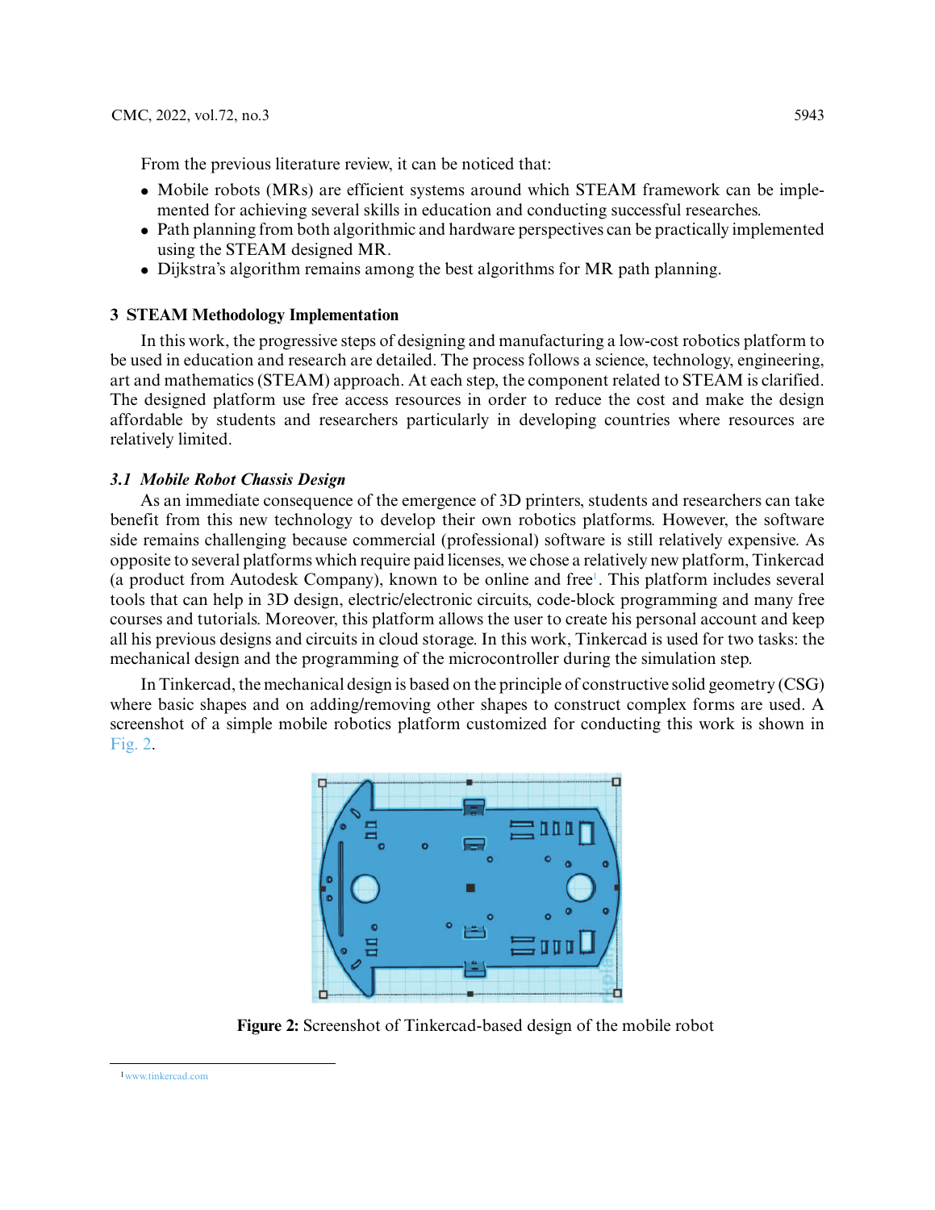From the previous literature review, it can be noticed that:

- Mobile robots (MRs) are efficient systems around which STEAM framework can be implemented for achieving several skills in education and conducting successful researches.
- Path planning from both algorithmic and hardware perspectives can be practically implemented using the STEAM designed MR.
- Dijkstra's algorithm remains among the best algorithms for MR path planning.

## 3 STEAM Methodology Implementation

In this work, the progressive steps of designing and manufacturing a low-cost robotics platform to be used in education and research are detailed. The process follows a science, technology, engineering, art and mathematics (STEAM) approach. At each step, the component related to STEAM is clarified. The designed platform use free access resources in order to reduce the cost and make the design affordable by students and researchers particularly in developing countries where resources are relatively limited.

### *3.1 Mobile Robot Chassis Design*

As an immediate consequence of the emergence of 3D printers, students and researchers can take benefit from this new technology to develop their own robotics platforms. However, the software side remains challenging because commercial (professional) software is still relatively expensive. As opposite to several platforms which require paid licenses, we chose a relatively new platform, Tinkercad (a product from Autodesk Company), known to be online and free[1]. This platform includes several tools that can help in 3D design, electric/electronic circuits, code-block programming and many free courses and tutorials. Moreover, this platform allows the user to create his personal account and keep all his previous designs and circuits in cloud storage. In this work, Tinkercad is used for two tasks: the mechanical design and the programming of the microcontroller during the simulation step.

In Tinkercad, the mechanical design is based on the principle of constructive solid geometry (CSG) where basic shapes and on adding/removing other shapes to construct complex forms are used. A screenshot of a simple mobile robotics platform customized for conducting this work is shown in Fig. 2.

**Figure 2:** Screenshot of Tinkercad-based design of the mobile robot

[1] www.tinkercad.com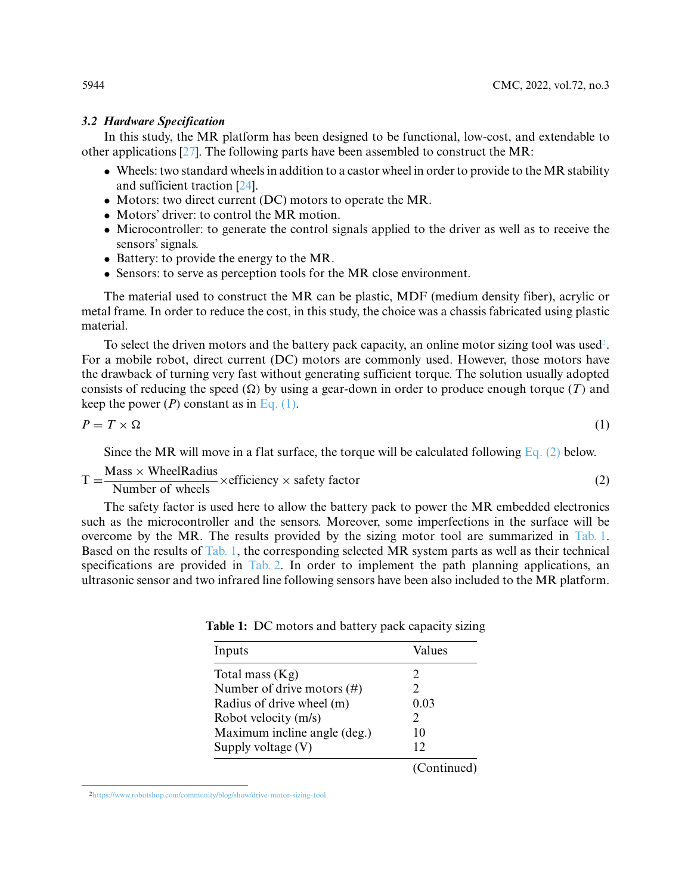### 3.2 Hardware Specification

In this study, the MR platform has been designed to be functional, low-cost, and extendable to other applications [27]. The following parts have been assembled to construct the MR:

- Wheels: two standard wheels in addition to a castor wheel in order to provide to the MR stability and sufficient traction [24].
- Motors: two direct current (DC) motors to operate the MR.
- Motors' driver: to control the MR motion.
- Microcontroller: to generate the control signals applied to the driver as well as to receive the sensors' signals.
- Battery: to provide the energy to the MR.
- Sensors: to serve as perception tools for the MR close environment.

The material used to construct the MR can be plastic, MDF (medium density fiber), acrylic or metal frame. In order to reduce the cost, in this study, the choice was a chassis fabricated using plastic material.

To select the driven motors and the battery pack capacity, an online motor sizing tool was used[2]. For a mobile robot, direct current (DC) motors are commonly used. However, those motors have the drawback of turning very fast without generating sufficient torque. The solution usually adopted consists of reducing the speed ($\Omega$) by using a gear-down in order to produce enough torque ($T$) and keep the power ($P$) constant as in Eq. (1).

$$P = T \times \Omega \tag{1}$$

Since the MR will move in a flat surface, the torque will be calculated following Eq. (2) below.

$$\mathrm{T} = \frac{\text{Mass} \times \text{WheelRadius}}{\text{Number of wheels}} \times \text{efficiency} \times \text{safety factor} \tag{2}$$

The safety factor is used here to allow the battery pack to power the MR embedded electronics such as the microcontroller and the sensors. Moreover, some imperfections in the surface will be overcome by the MR. The results provided by the sizing motor tool are summarized in Tab. 1. Based on the results of Tab. 1, the corresponding selected MR system parts as well as their technical specifications are provided in Tab. 2. In order to implement the path planning applications, an ultrasonic sensor and two infrared line following sensors have been also included to the MR platform.

**Table 1:** DC motors and battery pack capacity sizing

| Inputs | Values |
|---|---|
| Total mass (Kg) | 2 |
| Number of drive motors (#) | 2 |
| Radius of drive wheel (m) | 0.03 |
| Robot velocity (m/s) | 2 |
| Maximum incline angle (deg.) | 10 |
| Supply voltage (V) | 12 |

(Continued)

[2] https://www.robotshop.com/community/blog/show/drive-motor-sizing-tool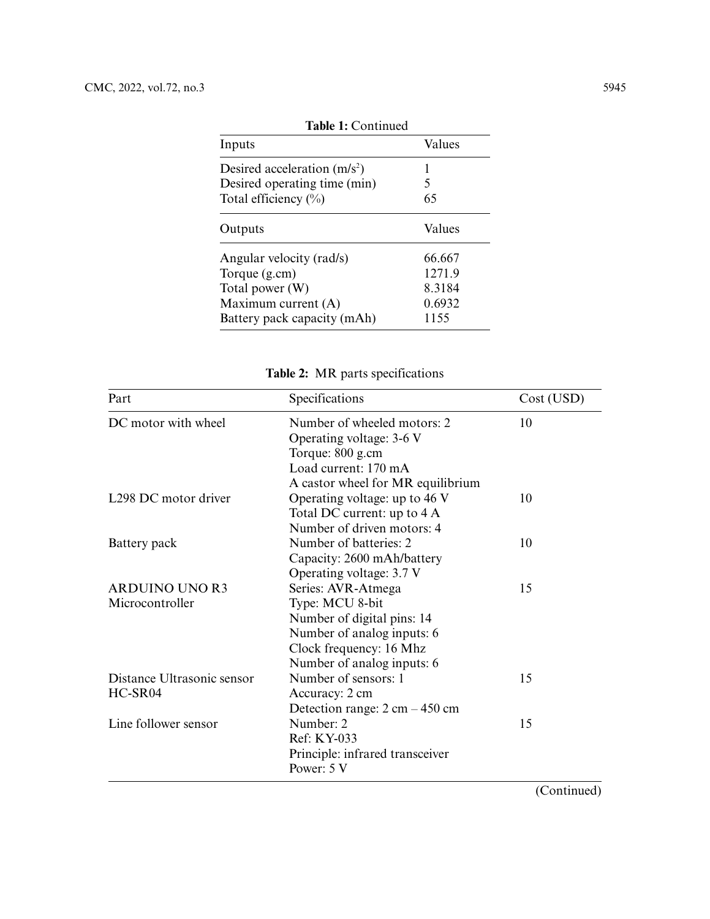**Table 1:** Continued

| Inputs | Values |
|---|---|
| Desired acceleration ($m/s^2$) | 1 |
| Desired operating time (min) | 5 |
| Total efficiency (%) | 65 |
| **Outputs** | **Values** |
| Angular velocity (rad/s) | 66.667 |
| Torque (g.cm) | 1271.9 |
| Total power (W) | 8.3184 |
| Maximum current (A) | 0.6932 |
| Battery pack capacity (mAh) | 1155 |

**Table 2:** MR parts specifications

| Part | Specifications | Cost (USD) |
|---|---|---|
| DC motor with wheel | Number of wheeled motors: 2<br>Operating voltage: 3-6 V<br>Torque: 800 g.cm<br>Load current: 170 mA<br>A castor wheel for MR equilibrium | 10 |
| L298 DC motor driver | Operating voltage: up to 46 V<br>Total DC current: up to 4 A<br>Number of driven motors: 4 | 10 |
| Battery pack | Number of batteries: 2<br>Capacity: 2600 mAh/battery<br>Operating voltage: 3.7 V | 10 |
| ARDUINO UNO R3 Microcontroller | Series: AVR-Atmega<br>Type: MCU 8-bit<br>Number of digital pins: 14<br>Number of analog inputs: 6<br>Clock frequency: 16 Mhz<br>Number of analog inputs: 6 | 15 |
| Distance Ultrasonic sensor HC-SR04 | Number of sensors: 1<br>Accuracy: 2 cm<br>Detection range: 2 cm – 450 cm | 15 |
| Line follower sensor | Number: 2<br>Ref: KY-033<br>Principle: infrared transceiver<br>Power: 5 V | 15 |

(Continued)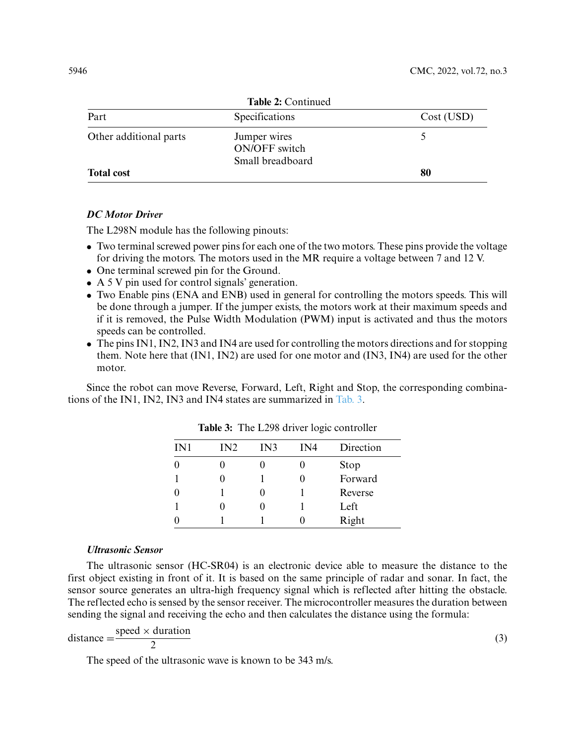**Table 2:** Continued

| Part | Specifications | Cost (USD) |
|---|---|---|
| Other additional parts | Jumper wires<br>ON/OFF switch<br>Small breadboard | 5 |
| **Total cost** | | **80** |

#### *DC Motor Driver*

The L298N module has the following pinouts:

- Two terminal screwed power pins for each one of the two motors. These pins provide the voltage for driving the motors. The motors used in the MR require a voltage between 7 and 12 V.
- One terminal screwed pin for the Ground.
- A 5 V pin used for control signals' generation.
- Two Enable pins (ENA and ENB) used in general for controlling the motors speeds. This will be done through a jumper. If the jumper exists, the motors work at their maximum speeds and if it is removed, the Pulse Width Modulation (PWM) input is activated and thus the motors speeds can be controlled.
- The pins IN1, IN2, IN3 and IN4 are used for controlling the motors directions and for stopping them. Note here that (IN1, IN2) are used for one motor and (IN3, IN4) are used for the other motor.

Since the robot can move Reverse, Forward, Left, Right and Stop, the corresponding combinations of the IN1, IN2, IN3 and IN4 states are summarized in Tab. 3.

**Table 3:** The L298 driver logic controller

| IN1 | IN2 | IN3 | IN4 | Direction |
|---|---|---|---|---|
| 0 | 0 | 0 | 0 | Stop |
| 1 | 0 | 1 | 0 | Forward |
| 0 | 1 | 0 | 1 | Reverse |
| 1 | 0 | 0 | 1 | Left |
| 0 | 1 | 1 | 0 | Right |

#### *Ultrasonic Sensor*

The ultrasonic sensor (HC-SR04) is an electronic device able to measure the distance to the first object existing in front of it. It is based on the same principle of radar and sonar. In fact, the sensor source generates an ultra-high frequency signal which is reflected after hitting the obstacle. The reflected echo is sensed by the sensor receiver. The microcontroller measures the duration between sending the signal and receiving the echo and then calculates the distance using the formula:

$$\text{distance} = \frac{\text{speed} \times \text{duration}}{2} \tag{3}$$

The speed of the ultrasonic wave is known to be 343 m/s.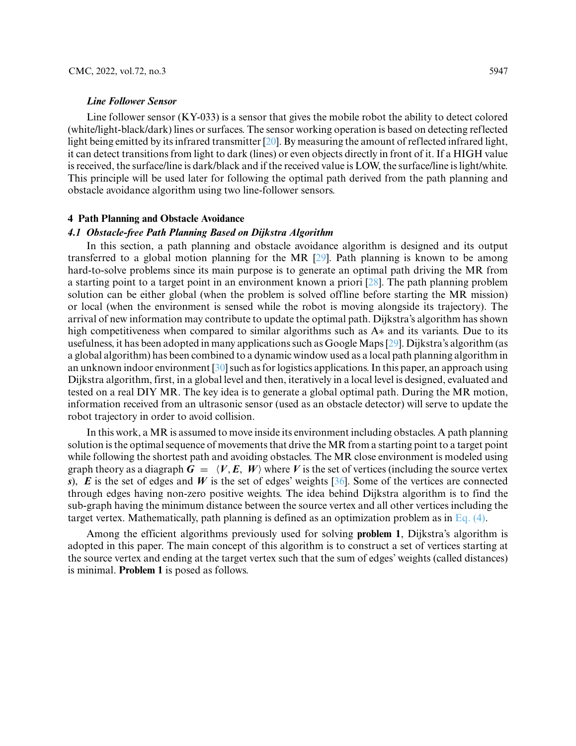*Line Follower Sensor*

Line follower sensor (KY-033) is a sensor that gives the mobile robot the ability to detect colored (white/light-black/dark) lines or surfaces. The sensor working operation is based on detecting reflected light being emitted by its infrared transmitter [20]. By measuring the amount of reflected infrared light, it can detect transitions from light to dark (lines) or even objects directly in front of it. If a HIGH value is received, the surface/line is dark/black and if the received value is LOW, the surface/line is light/white. This principle will be used later for following the optimal path derived from the path planning and obstacle avoidance algorithm using two line-follower sensors.

## 4 Path Planning and Obstacle Avoidance

### 4.1 Obstacle-free Path Planning Based on Dijkstra Algorithm

In this section, a path planning and obstacle avoidance algorithm is designed and its output transferred to a global motion planning for the MR [29]. Path planning is known to be among hard-to-solve problems since its main purpose is to generate an optimal path driving the MR from a starting point to a target point in an environment known a priori [28]. The path planning problem solution can be either global (when the problem is solved offline before starting the MR mission) or local (when the environment is sensed while the robot is moving alongside its trajectory). The arrival of new information may contribute to update the optimal path. Dijkstra's algorithm has shown high competitiveness when compared to similar algorithms such as A∗ and its variants. Due to its usefulness, it has been adopted in many applications such as Google Maps [29]. Dijkstra's algorithm (as a global algorithm) has been combined to a dynamic window used as a local path planning algorithm in an unknown indoor environment [30] such as for logistics applications. In this paper, an approach using Dijkstra algorithm, first, in a global level and then, iteratively in a local level is designed, evaluated and tested on a real DIY MR. The key idea is to generate a global optimal path. During the MR motion, information received from an ultrasonic sensor (used as an obstacle detector) will serve to update the robot trajectory in order to avoid collision.

In this work, a MR is assumed to move inside its environment including obstacles. A path planning solution is the optimal sequence of movements that drive the MR from a starting point to a target point while following the shortest path and avoiding obstacles. The MR close environment is modeled using graph theory as a diagraph $\boldsymbol{G} = \langle \boldsymbol{V}, \boldsymbol{E}, \boldsymbol{W} \rangle$ where $\boldsymbol{V}$ is the set of vertices (including the source vertex $\boldsymbol{s}$), $\boldsymbol{E}$ is the set of edges and $\boldsymbol{W}$ is the set of edges' weights [36]. Some of the vertices are connected through edges having non-zero positive weights. The idea behind Dijkstra algorithm is to find the sub-graph having the minimum distance between the source vertex and all other vertices including the target vertex. Mathematically, path planning is defined as an optimization problem as in Eq. (4).

Among the efficient algorithms previously used for solving **problem 1**, Dijkstra's algorithm is adopted in this paper. The main concept of this algorithm is to construct a set of vertices starting at the source vertex and ending at the target vertex such that the sum of edges' weights (called distances) is minimal. **Problem 1** is posed as follows.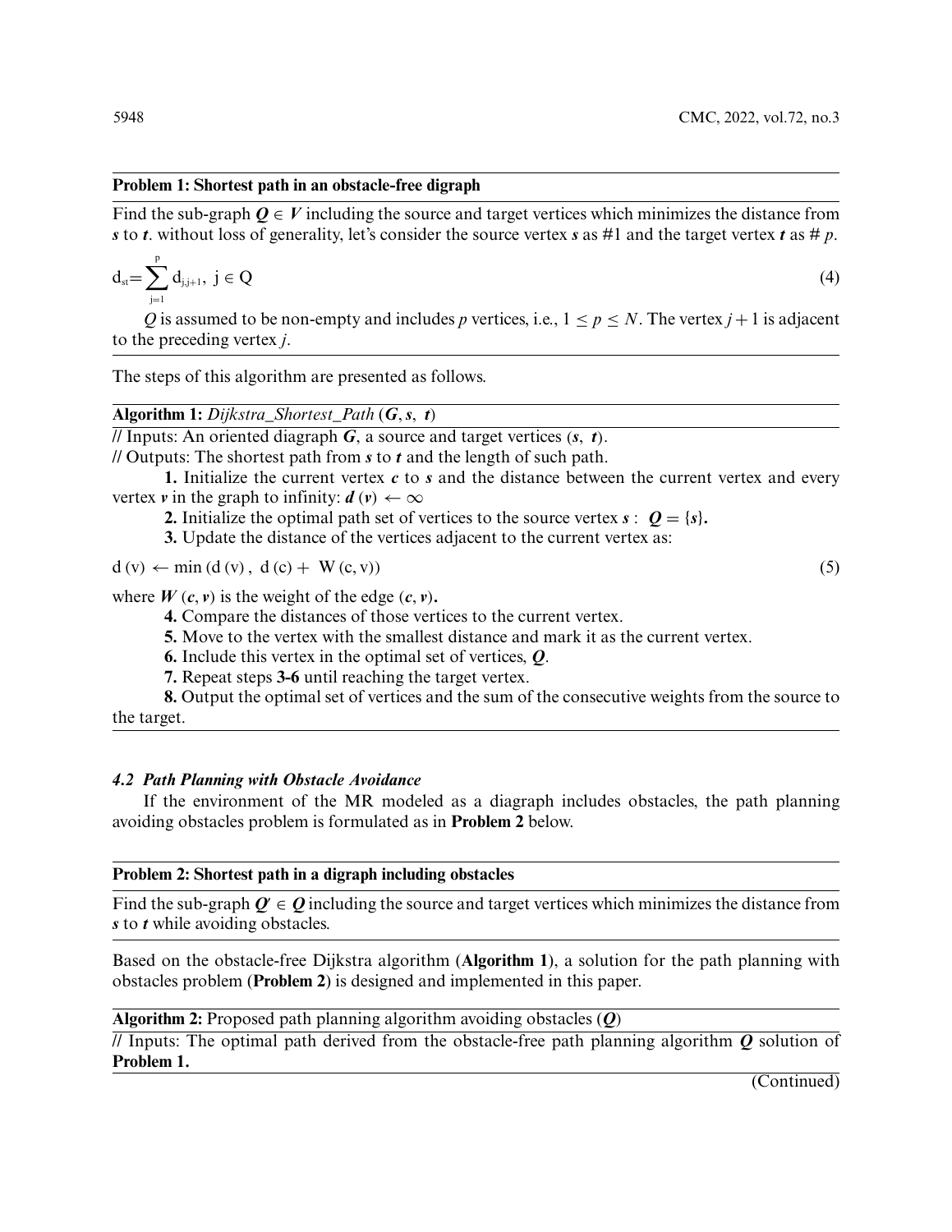**Problem 1: Shortest path in an obstacle-free digraph**

Find the sub-graph $\boldsymbol{Q} \in \boldsymbol{V}$ including the source and target vertices which minimizes the distance from $\boldsymbol{s}$ to $\boldsymbol{t}$. without loss of generality, let's consider the source vertex $\boldsymbol{s}$ as #1 and the target vertex $\boldsymbol{t}$ as # $p$.

$$\mathrm{d}_{\mathrm{st}} = \sum_{\mathrm{j}=1}^{\mathrm{p}} \mathrm{d}_{\mathrm{j,j+1}}, \ \mathrm{j} \in \mathrm{Q} \tag{4}$$

$Q$ is assumed to be non-empty and includes $p$ vertices, i.e., $1 \leq p \leq N$. The vertex $j+1$ is adjacent to the preceding vertex $j$.

The steps of this algorithm are presented as follows.

**Algorithm 1:** *Dijkstra_Shortest_Path* ($\boldsymbol{G}, \boldsymbol{s}, \boldsymbol{t}$)

// Inputs: An oriented diagraph $\boldsymbol{G}$, a source and target vertices ($\boldsymbol{s}$, $\boldsymbol{t}$).

// Outputs: The shortest path from $\boldsymbol{s}$ to $\boldsymbol{t}$ and the length of such path.

**1.** Initialize the current vertex $\boldsymbol{c}$ to $\boldsymbol{s}$ and the distance between the current vertex and every vertex $\boldsymbol{v}$ in the graph to infinity: $\boldsymbol{d}(\boldsymbol{v}) \leftarrow \infty$

**2.** Initialize the optimal path set of vertices to the source vertex $\boldsymbol{s}$ : $\boldsymbol{Q} = \{\boldsymbol{s}\}$.

**3.** Update the distance of the vertices adjacent to the current vertex as:

$$\mathrm{d}(\mathrm{v}) \leftarrow \min(\mathrm{d}(\mathrm{v}), \ \mathrm{d}(\mathrm{c}) + \ \mathrm{W}(\mathrm{c}, \mathrm{v})) \tag{5}$$

where $\boldsymbol{W}(\boldsymbol{c}, \boldsymbol{v})$ is the weight of the edge $(\boldsymbol{c}, \boldsymbol{v})$.

**4.** Compare the distances of those vertices to the current vertex.

**5.** Move to the vertex with the smallest distance and mark it as the current vertex.

**6.** Include this vertex in the optimal set of vertices, $\boldsymbol{Q}$.

**7.** Repeat steps **3-6** until reaching the target vertex.

**8.** Output the optimal set of vertices and the sum of the consecutive weights from the source to the target.

### *4.2 Path Planning with Obstacle Avoidance*

If the environment of the MR modeled as a diagraph includes obstacles, the path planning avoiding obstacles problem is formulated as in **Problem 2** below.

**Problem 2: Shortest path in a digraph including obstacles**

Find the sub-graph $\boldsymbol{Q'} \in \boldsymbol{Q}$ including the source and target vertices which minimizes the distance from $\boldsymbol{s}$ to $\boldsymbol{t}$ while avoiding obstacles.

Based on the obstacle-free Dijkstra algorithm (**Algorithm 1**), a solution for the path planning with obstacles problem (**Problem 2**) is designed and implemented in this paper.

**Algorithm 2:** Proposed path planning algorithm avoiding obstacles ($\boldsymbol{Q}$)

// Inputs: The optimal path derived from the obstacle-free path planning algorithm $\boldsymbol{Q}$ solution of **Problem 1.**

(Continued)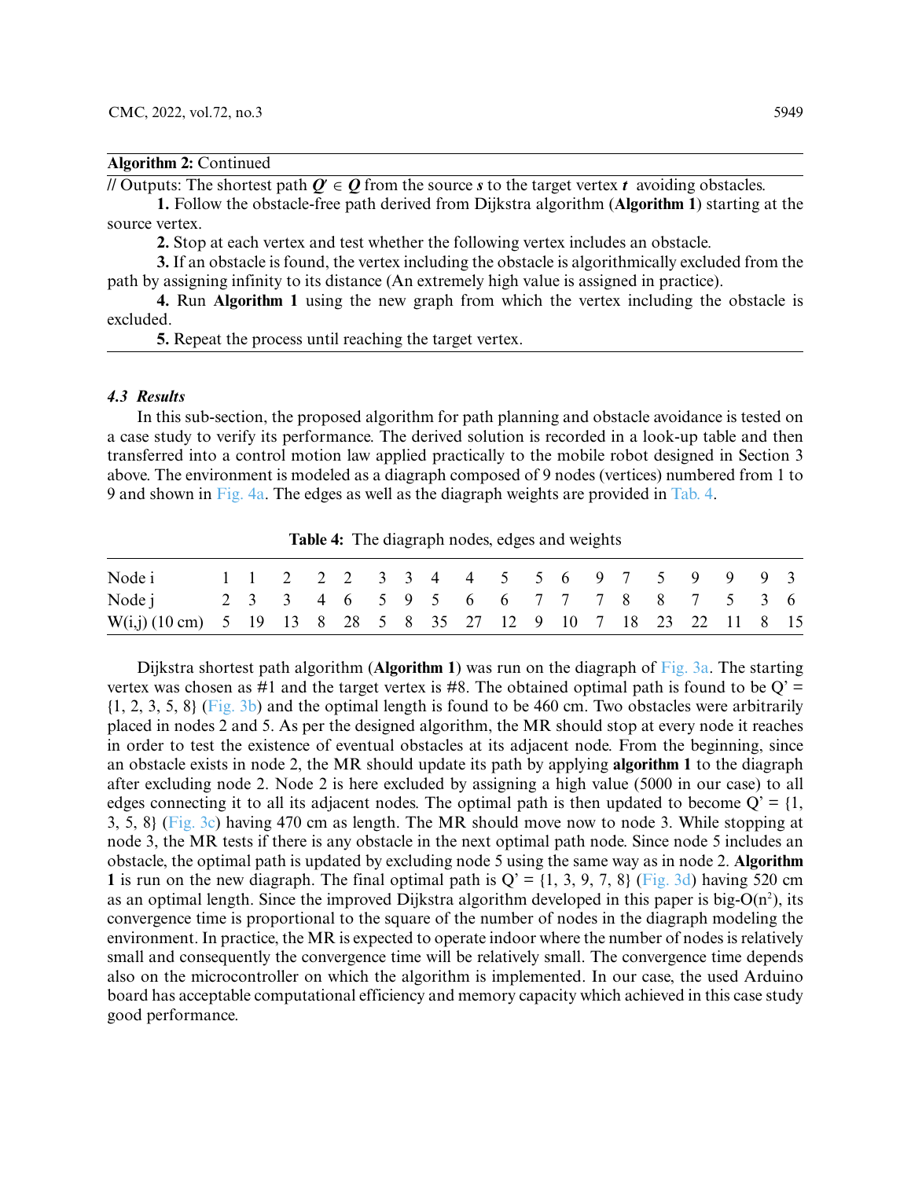**Algorithm 2:** Continued

// Outputs: The shortest path $\boldsymbol{Q'} \in \boldsymbol{Q}$ from the source $\boldsymbol{s}$ to the target vertex $\boldsymbol{t}$ avoiding obstacles.

**1.** Follow the obstacle-free path derived from Dijkstra algorithm (**Algorithm 1**) starting at the source vertex.

**2.** Stop at each vertex and test whether the following vertex includes an obstacle.

**3.** If an obstacle is found, the vertex including the obstacle is algorithmically excluded from the path by assigning infinity to its distance (An extremely high value is assigned in practice).

**4.** Run **Algorithm 1** using the new graph from which the vertex including the obstacle is excluded.

**5.** Repeat the process until reaching the target vertex.

### *4.3 Results*

In this sub-section, the proposed algorithm for path planning and obstacle avoidance is tested on a case study to verify its performance. The derived solution is recorded in a look-up table and then transferred into a control motion law applied practically to the mobile robot designed in Section 3 above. The environment is modeled as a diagraph composed of 9 nodes (vertices) numbered from 1 to 9 and shown in Fig. 4a. The edges as well as the diagraph weights are provided in Tab. 4.

**Table 4:** The diagraph nodes, edges and weights

| Node i | 1 | 1 | 2 | 2 | 2 | 3 | 3 | 4 | 4 | 5 | 5 | 6 | 9 | 7 | 5 | 9 | 9 | 9 | 3 |
|---|---|---|---|---|---|---|---|---|---|---|---|---|---|---|---|---|---|---|---|
| Node j | 2 | 3 | 3 | 4 | 6 | 5 | 9 | 5 | 6 | 6 | 7 | 7 | 7 | 8 | 8 | 7 | 5 | 3 | 6 |
| W(i,j) (10 cm) | 5 | 19 | 13 | 8 | 28 | 5 | 8 | 35 | 27 | 12 | 9 | 10 | 7 | 18 | 23 | 22 | 11 | 8 | 15 |

Dijkstra shortest path algorithm (**Algorithm 1**) was run on the diagraph of Fig. 3a. The starting vertex was chosen as #1 and the target vertex is #8. The obtained optimal path is found to be Q' = {1, 2, 3, 5, 8} (Fig. 3b) and the optimal length is found to be 460 cm. Two obstacles were arbitrarily placed in nodes 2 and 5. As per the designed algorithm, the MR should stop at every node it reaches in order to test the existence of eventual obstacles at its adjacent node. From the beginning, since an obstacle exists in node 2, the MR should update its path by applying **algorithm 1** to the diagraph after excluding node 2. Node 2 is here excluded by assigning a high value (5000 in our case) to all edges connecting it to all its adjacent nodes. The optimal path is then updated to become Q' = {1, 3, 5, 8} (Fig. 3c) having 470 cm as length. The MR should move now to node 3. While stopping at node 3, the MR tests if there is any obstacle in the next optimal path node. Since node 5 includes an obstacle, the optimal path is updated by excluding node 5 using the same way as in node 2. **Algorithm 1** is run on the new diagraph. The final optimal path is Q' = {1, 3, 9, 7, 8} (Fig. 3d) having 520 cm as an optimal length. Since the improved Dijkstra algorithm developed in this paper is big-O($n^2$), its convergence time is proportional to the square of the number of nodes in the diagraph modeling the environment. In practice, the MR is expected to operate indoor where the number of nodes is relatively small and consequently the convergence time will be relatively small. The convergence time depends also on the microcontroller on which the algorithm is implemented. In our case, the used Arduino board has acceptable computational efficiency and memory capacity which achieved in this case study good performance.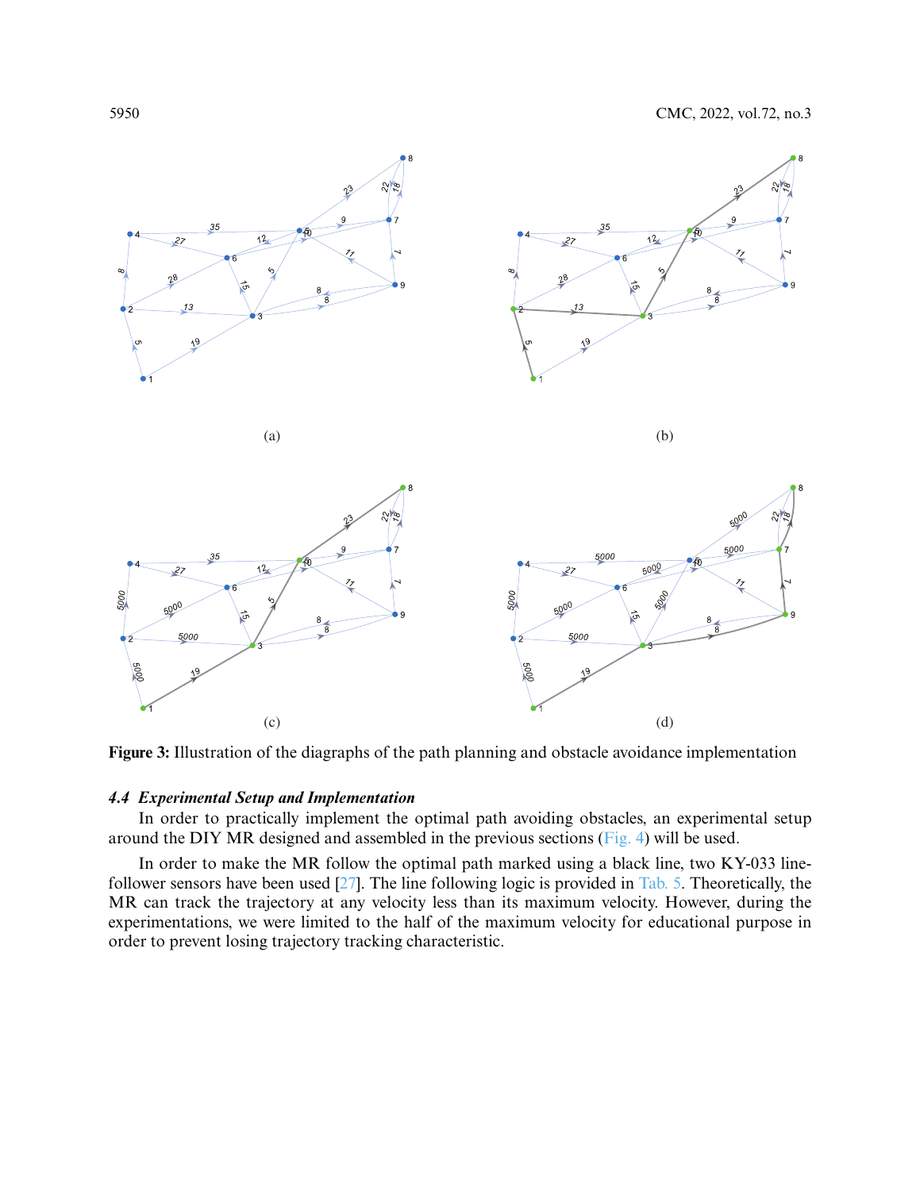(a)

(b)

(c)

(d)

**Figure 3:** Illustration of the diagraphs of the path planning and obstacle avoidance implementation

### *4.4 Experimental Setup and Implementation*

In order to practically implement the optimal path avoiding obstacles, an experimental setup around the DIY MR designed and assembled in the previous sections (Fig. 4) will be used.

In order to make the MR follow the optimal path marked using a black line, two KY-033 line-follower sensors have been used [27]. The line following logic is provided in Tab. 5. Theoretically, the MR can track the trajectory at any velocity less than its maximum velocity. However, during the experimentations, we were limited to the half of the maximum velocity for educational purpose in order to prevent losing trajectory tracking characteristic.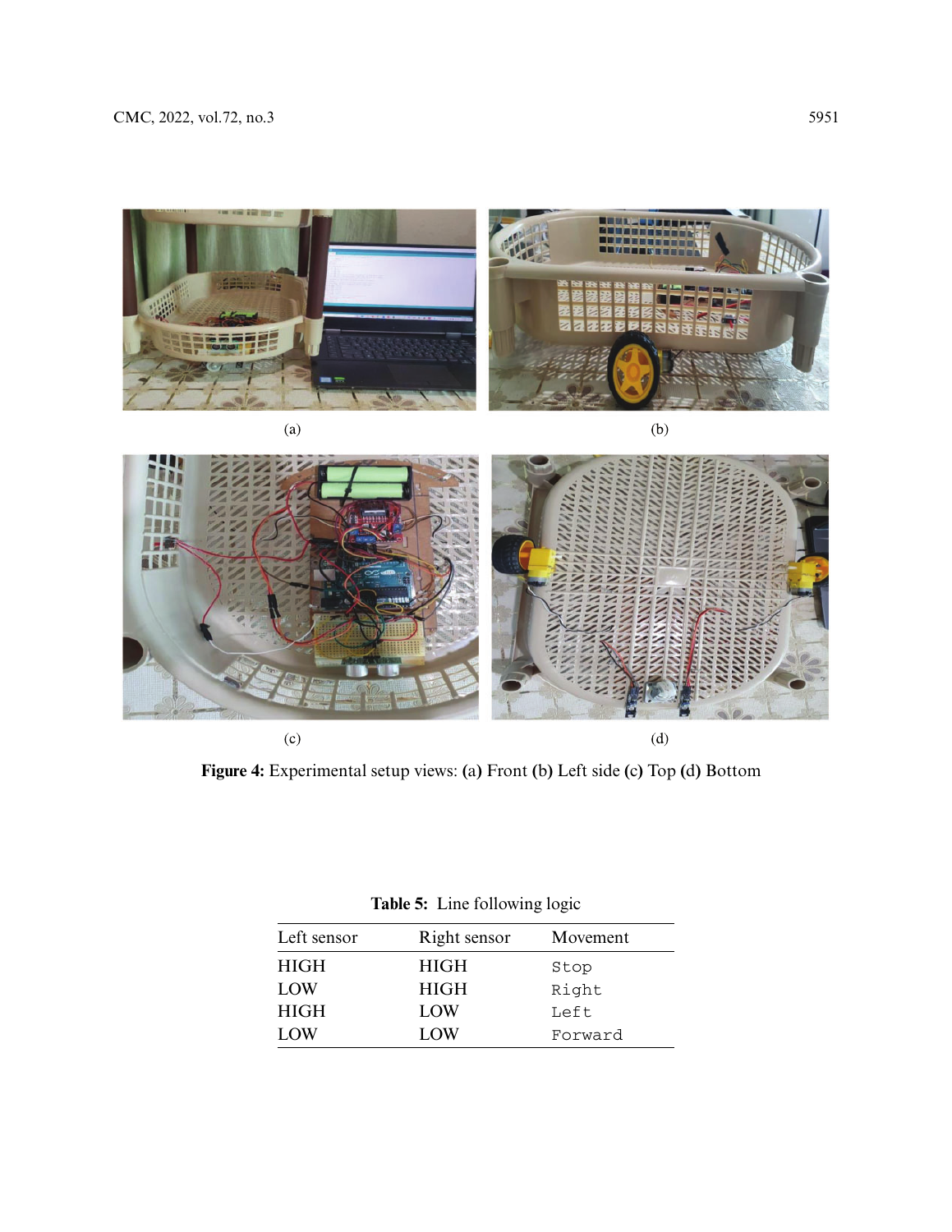(a)

(b)

(c)

(d)

**Figure 4:** Experimental setup views: **(a)** Front **(b)** Left side **(c)** Top **(d)** Bottom

**Table 5:** Line following logic

| Left sensor | Right sensor | Movement |
|---|---|---|
| HIGH | HIGH | `Stop` |
| LOW | HIGH | `Right` |
| HIGH | LOW | `Left` |
| LOW | LOW | `Forward` |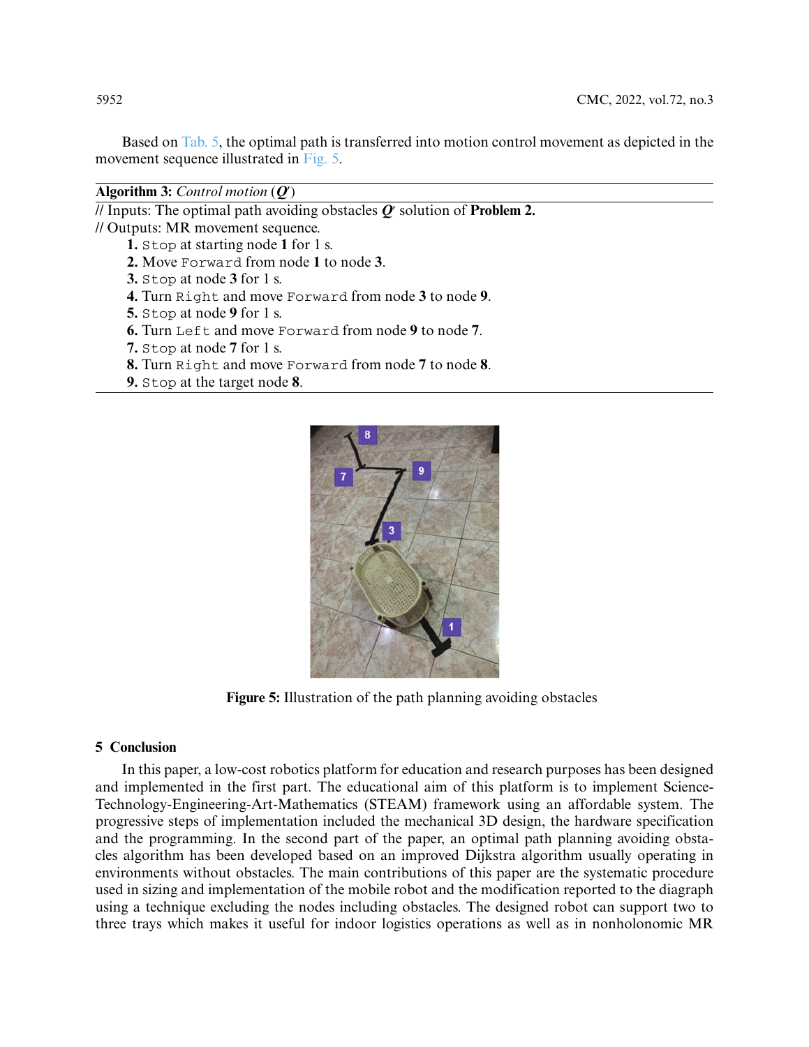Based on Tab. 5, the optimal path is transferred into motion control movement as depicted in the movement sequence illustrated in Fig. 5.

**Algorithm 3:** *Control motion* (***Q'***)

// Inputs: The optimal path avoiding obstacles ***Q'*** solution of **Problem 2.**
// Outputs: MR movement sequence.

1. `Stop` at starting node **1** for 1 s.
2. Move `Forward` from node **1** to node **3**.
3. `Stop` at node **3** for 1 s.
4. Turn `Right` and move `Forward` from node **3** to node **9**.
5. `Stop` at node **9** for 1 s.
6. Turn `Left` and move `Forward` from node **9** to node **7**.
7. `Stop` at node **7** for 1 s.
8. Turn `Right` and move `Forward` from node **7** to node **8**.
9. `Stop` at the target node **8**.

**Figure 5:** Illustration of the path planning avoiding obstacles

## 5 Conclusion

In this paper, a low-cost robotics platform for education and research purposes has been designed and implemented in the first part. The educational aim of this platform is to implement Science-Technology-Engineering-Art-Mathematics (STEAM) framework using an affordable system. The progressive steps of implementation included the mechanical 3D design, the hardware specification and the programming. In the second part of the paper, an optimal path planning avoiding obstacles algorithm has been developed based on an improved Dijkstra algorithm usually operating in environments without obstacles. The main contributions of this paper are the systematic procedure used in sizing and implementation of the mobile robot and the modification reported to the diagraph using a technique excluding the nodes including obstacles. The designed robot can support two to three trays which makes it useful for indoor logistics operations as well as in nonholonomic MR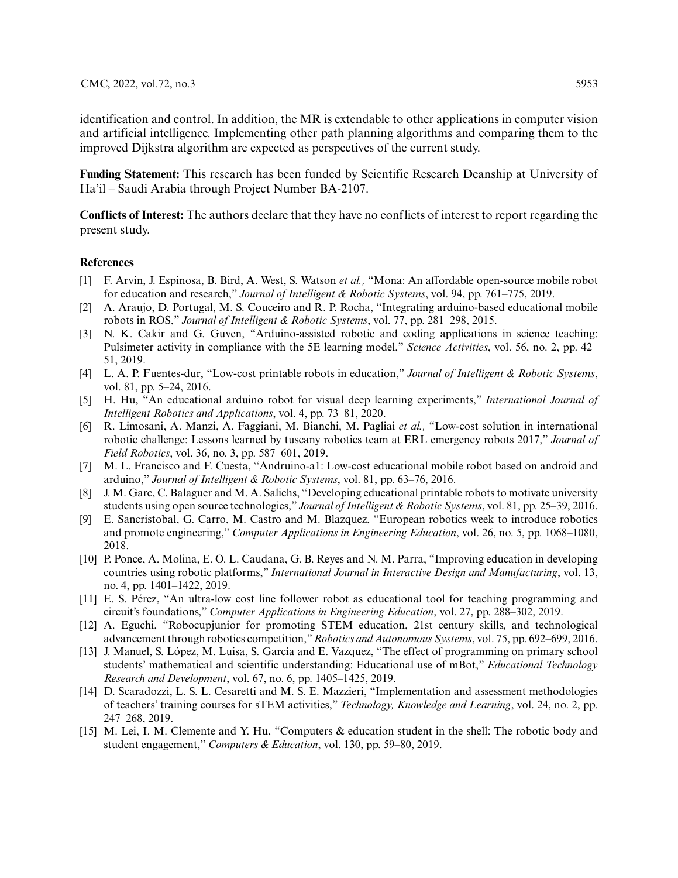identification and control. In addition, the MR is extendable to other applications in computer vision and artificial intelligence. Implementing other path planning algorithms and comparing them to the improved Dijkstra algorithm are expected as perspectives of the current study.

**Funding Statement:** This research has been funded by Scientific Research Deanship at University of Ha'il – Saudi Arabia through Project Number BA-2107.

**Conflicts of Interest:** The authors declare that they have no conflicts of interest to report regarding the present study.

## References

[1] F. Arvin, J. Espinosa, B. Bird, A. West, S. Watson *et al.,* "Mona: An affordable open-source mobile robot for education and research," *Journal of Intelligent & Robotic Systems*, vol. 94, pp. 761–775, 2019.

[2] A. Araujo, D. Portugal, M. S. Couceiro and R. P. Rocha, "Integrating arduino-based educational mobile robots in ROS," *Journal of Intelligent & Robotic Systems*, vol. 77, pp. 281–298, 2015.

[3] N. K. Cakir and G. Guven, "Arduino-assisted robotic and coding applications in science teaching: Pulsimeter activity in compliance with the 5E learning model," *Science Activities*, vol. 56, no. 2, pp. 42–51, 2019.

[4] L. A. P. Fuentes-dur, "Low-cost printable robots in education," *Journal of Intelligent & Robotic Systems*, vol. 81, pp. 5–24, 2016.

[5] H. Hu, "An educational arduino robot for visual deep learning experiments," *International Journal of Intelligent Robotics and Applications*, vol. 4, pp. 73–81, 2020.

[6] R. Limosani, A. Manzi, A. Faggiani, M. Bianchi, M. Pagliai *et al.,* "Low-cost solution in international robotic challenge: Lessons learned by tuscany robotics team at ERL emergency robots 2017," *Journal of Field Robotics*, vol. 36, no. 3, pp. 587–601, 2019.

[7] M. L. Francisco and F. Cuesta, "Andruino-a1: Low-cost educational mobile robot based on android and arduino," *Journal of Intelligent & Robotic Systems*, vol. 81, pp. 63–76, 2016.

[8] J. M. Garc, C. Balaguer and M. A. Salichs, "Developing educational printable robots to motivate university students using open source technologies," *Journal of Intelligent & Robotic Systems*, vol. 81, pp. 25–39, 2016.

[9] E. Sancristobal, G. Carro, M. Castro and M. Blazquez, "European robotics week to introduce robotics and promote engineering," *Computer Applications in Engineering Education*, vol. 26, no. 5, pp. 1068–1080, 2018.

[10] P. Ponce, A. Molina, E. O. L. Caudana, G. B. Reyes and N. M. Parra, "Improving education in developing countries using robotic platforms," *International Journal in Interactive Design and Manufacturing*, vol. 13, no. 4, pp. 1401–1422, 2019.

[11] E. S. Pérez, "An ultra-low cost line follower robot as educational tool for teaching programming and circuit's foundations," *Computer Applications in Engineering Education*, vol. 27, pp. 288–302, 2019.

[12] A. Eguchi, "Robocupjunior for promoting STEM education, 21st century skills, and technological advancement through robotics competition," *Robotics and Autonomous Systems*, vol. 75, pp. 692–699, 2016.

[13] J. Manuel, S. López, M. Luisa, S. García and E. Vazquez, "The effect of programming on primary school students' mathematical and scientific understanding: Educational use of mBot," *Educational Technology Research and Development*, vol. 67, no. 6, pp. 1405–1425, 2019.

[14] D. Scaradozzi, L. S. L. Cesaretti and M. S. E. Mazzieri, "Implementation and assessment methodologies of teachers' training courses for sTEM activities," *Technology, Knowledge and Learning*, vol. 24, no. 2, pp. 247–268, 2019.

[15] M. Lei, I. M. Clemente and Y. Hu, "Computers & education student in the shell: The robotic body and student engagement," *Computers & Education*, vol. 130, pp. 59–80, 2019.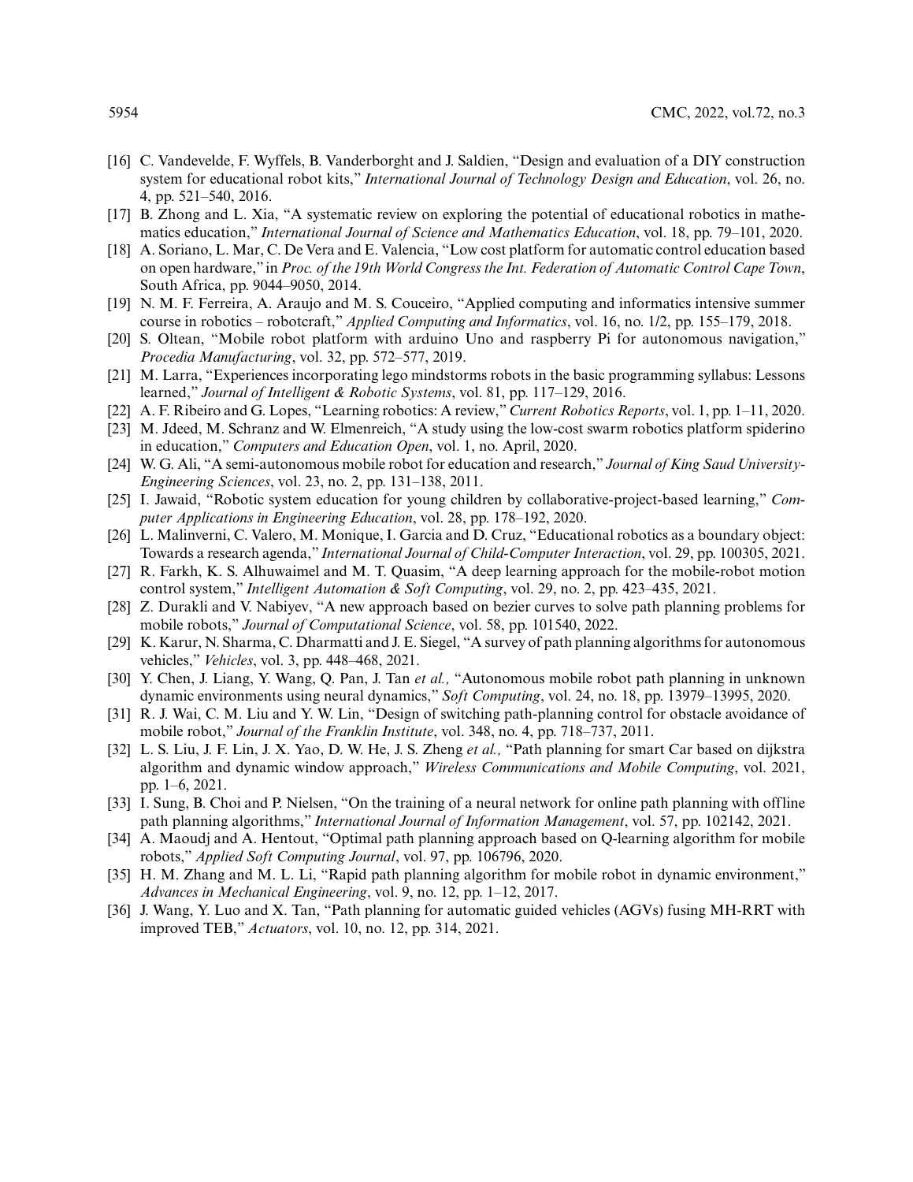[16] C. Vandevelde, F. Wyffels, B. Vanderborght and J. Saldien, "Design and evaluation of a DIY construction system for educational robot kits," *International Journal of Technology Design and Education*, vol. 26, no. 4, pp. 521–540, 2016.

[17] B. Zhong and L. Xia, "A systematic review on exploring the potential of educational robotics in mathematics education," *International Journal of Science and Mathematics Education*, vol. 18, pp. 79–101, 2020.

[18] A. Soriano, L. Mar, C. De Vera and E. Valencia, "Low cost platform for automatic control education based on open hardware," in *Proc. of the 19th World Congress the Int. Federation of Automatic Control Cape Town*, South Africa, pp. 9044–9050, 2014.

[19] N. M. F. Ferreira, A. Araujo and M. S. Couceiro, "Applied computing and informatics intensive summer course in robotics – robotcraft," *Applied Computing and Informatics*, vol. 16, no. 1/2, pp. 155–179, 2018.

[20] S. Oltean, "Mobile robot platform with arduino Uno and raspberry Pi for autonomous navigation," *Procedia Manufacturing*, vol. 32, pp. 572–577, 2019.

[21] M. Larra, "Experiences incorporating lego mindstorms robots in the basic programming syllabus: Lessons learned," *Journal of Intelligent & Robotic Systems*, vol. 81, pp. 117–129, 2016.

[22] A. F. Ribeiro and G. Lopes, "Learning robotics: A review," *Current Robotics Reports*, vol. 1, pp. 1–11, 2020.

[23] M. Jdeed, M. Schranz and W. Elmenreich, "A study using the low-cost swarm robotics platform spiderino in education," *Computers and Education Open*, vol. 1, no. April, 2020.

[24] W. G. Ali, "A semi-autonomous mobile robot for education and research," *Journal of King Saud University-Engineering Sciences*, vol. 23, no. 2, pp. 131–138, 2011.

[25] I. Jawaid, "Robotic system education for young children by collaborative-project-based learning," *Computer Applications in Engineering Education*, vol. 28, pp. 178–192, 2020.

[26] L. Malinverni, C. Valero, M. Monique, I. Garcia and D. Cruz, "Educational robotics as a boundary object: Towards a research agenda," *International Journal of Child-Computer Interaction*, vol. 29, pp. 100305, 2021.

[27] R. Farkh, K. S. Alhuwaimel and M. T. Quasim, "A deep learning approach for the mobile-robot motion control system," *Intelligent Automation & Soft Computing*, vol. 29, no. 2, pp. 423–435, 2021.

[28] Z. Durakli and V. Nabiyev, "A new approach based on bezier curves to solve path planning problems for mobile robots," *Journal of Computational Science*, vol. 58, pp. 101540, 2022.

[29] K. Karur, N. Sharma, C. Dharmatti and J. E. Siegel, "A survey of path planning algorithms for autonomous vehicles," *Vehicles*, vol. 3, pp. 448–468, 2021.

[30] Y. Chen, J. Liang, Y. Wang, Q. Pan, J. Tan *et al.,* "Autonomous mobile robot path planning in unknown dynamic environments using neural dynamics," *Soft Computing*, vol. 24, no. 18, pp. 13979–13995, 2020.

[31] R. J. Wai, C. M. Liu and Y. W. Lin, "Design of switching path-planning control for obstacle avoidance of mobile robot," *Journal of the Franklin Institute*, vol. 348, no. 4, pp. 718–737, 2011.

[32] L. S. Liu, J. F. Lin, J. X. Yao, D. W. He, J. S. Zheng *et al.,* "Path planning for smart Car based on dijkstra algorithm and dynamic window approach," *Wireless Communications and Mobile Computing*, vol. 2021, pp. 1–6, 2021.

[33] I. Sung, B. Choi and P. Nielsen, "On the training of a neural network for online path planning with offline path planning algorithms," *International Journal of Information Management*, vol. 57, pp. 102142, 2021.

[34] A. Maoudj and A. Hentout, "Optimal path planning approach based on Q-learning algorithm for mobile robots," *Applied Soft Computing Journal*, vol. 97, pp. 106796, 2020.

[35] H. M. Zhang and M. L. Li, "Rapid path planning algorithm for mobile robot in dynamic environment," *Advances in Mechanical Engineering*, vol. 9, no. 12, pp. 1–12, 2017.

[36] J. Wang, Y. Luo and X. Tan, "Path planning for automatic guided vehicles (AGVs) fusing MH-RRT with improved TEB," *Actuators*, vol. 10, no. 12, pp. 314, 2021.